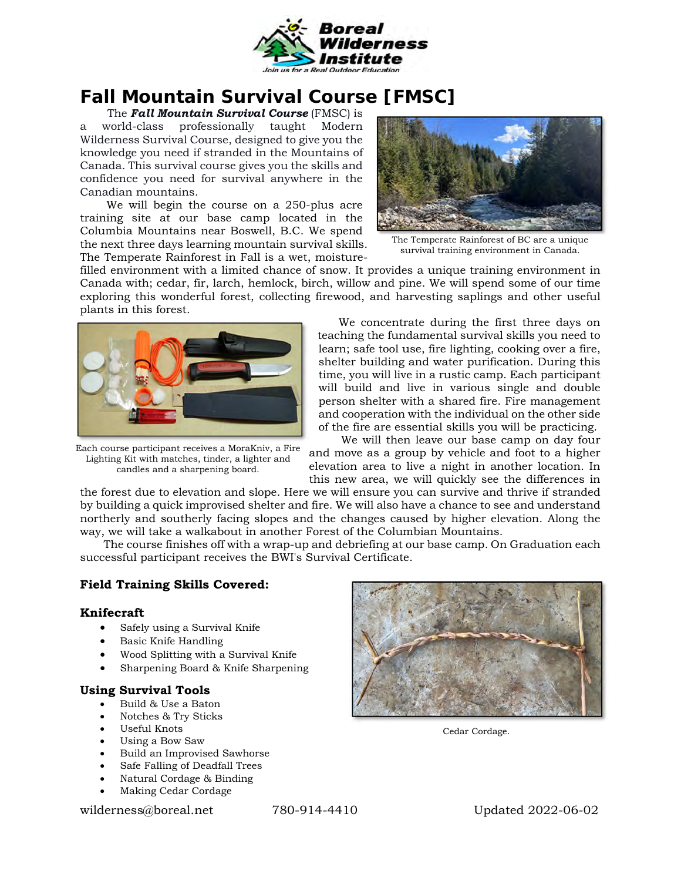**Boreal Wilderness Institute**

*Join us for a Real Outdoor Education*

# Fall Mountain Survival Course [FMSC]

The ***Fall Mountain Survival Course*** (FMSC) is a world-class professionally taught Modern Wilderness Survival Course, designed to give you the knowledge you need if stranded in the Mountains of Canada. This survival course gives you the skills and confidence you need for survival anywhere in the Canadian mountains.

We will begin the course on a 250-plus acre training site at our base camp located in the Columbia Mountains near Boswell, B.C. We spend the next three days learning mountain survival skills. The Temperate Rainforest in Fall is a wet, moisture-filled environment with a limited chance of snow. It provides a unique training environment in Canada with; cedar, fir, larch, hemlock, birch, willow and pine. We will spend some of our time exploring this wonderful forest, collecting firewood, and harvesting saplings and other useful plants in this forest.

The Temperate Rainforest of BC are a unique survival training environment in Canada.

We concentrate during the first three days on teaching the fundamental survival skills you need to learn; safe tool use, fire lighting, cooking over a fire, shelter building and water purification. During this time, you will live in a rustic camp. Each participant will build and live in various single and double person shelter with a shared fire. Fire management and cooperation with the individual on the other side of the fire are essential skills you will be practicing.

Each course participant receives a MoraKniv, a Fire Lighting Kit with matches, tinder, a lighter and candles and a sharpening board.

We will then leave our base camp on day four and move as a group by vehicle and foot to a higher elevation area to live a night in another location. In this new area, we will quickly see the differences in the forest due to elevation and slope. Here we will ensure you can survive and thrive if stranded by building a quick improvised shelter and fire. We will also have a chance to see and understand northerly and southerly facing slopes and the changes caused by higher elevation. Along the way, we will take a walkabout in another Forest of the Columbian Mountains.

The course finishes off with a wrap-up and debriefing at our base camp. On Graduation each successful participant receives the BWI's Survival Certificate.

### Field Training Skills Covered:

#### Knifecraft

- Safely using a Survival Knife
- Basic Knife Handling
- Wood Splitting with a Survival Knife
- Sharpening Board & Knife Sharpening

#### Using Survival Tools

- Build & Use a Baton
- Notches & Try Sticks
- Useful Knots
- Using a Bow Saw
- Build an Improvised Sawhorse
- Safe Falling of Deadfall Trees
- Natural Cordage & Binding
- Making Cedar Cordage

Cedar Cordage.

wilderness@boreal.net     780-914-4410     Updated 2022-06-02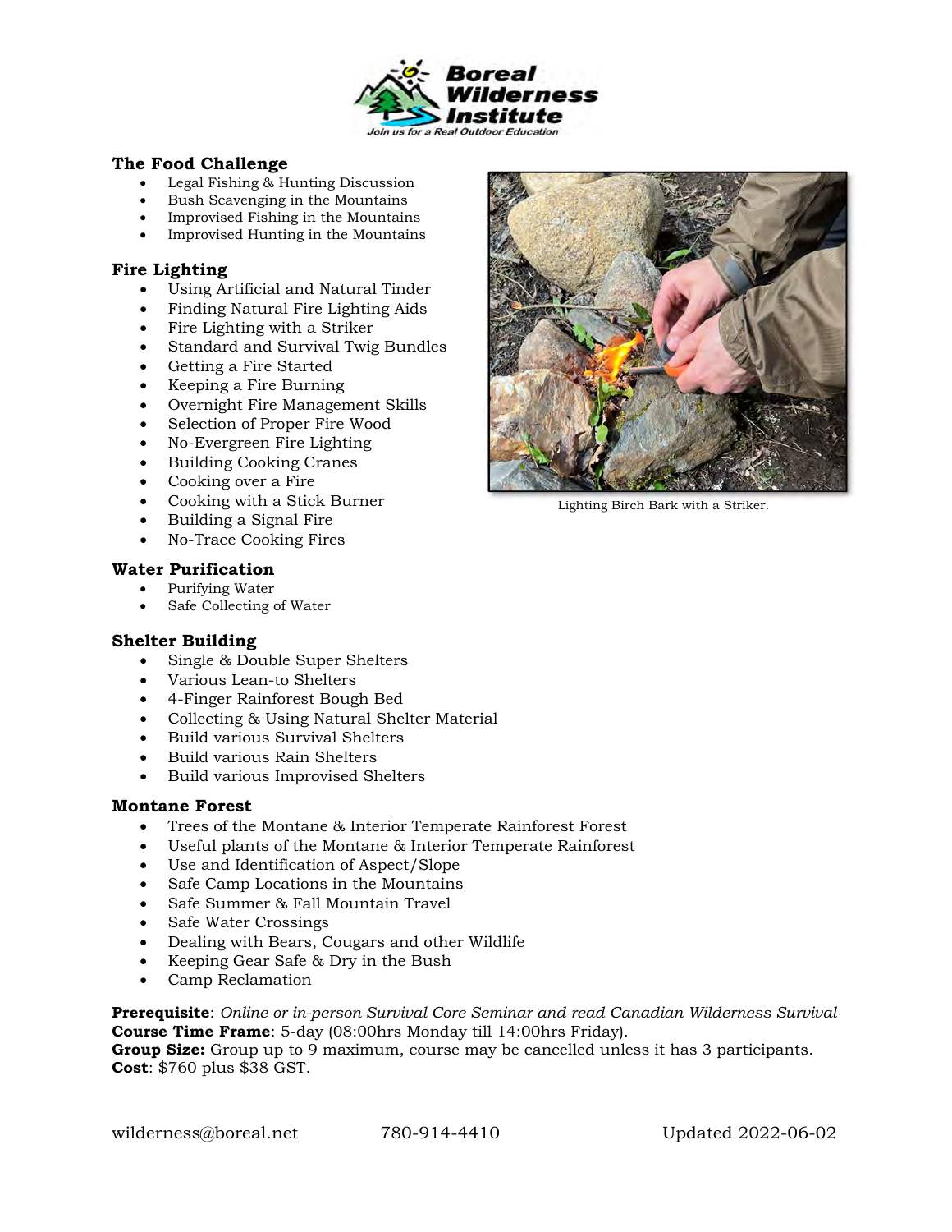## The Food Challenge

- Legal Fishing & Hunting Discussion
- Bush Scavenging in the Mountains
- Improvised Fishing in the Mountains
- Improvised Hunting in the Mountains

## Fire Lighting

- Using Artificial and Natural Tinder
- Finding Natural Fire Lighting Aids
- Fire Lighting with a Striker
- Standard and Survival Twig Bundles
- Getting a Fire Started
- Keeping a Fire Burning
- Overnight Fire Management Skills
- Selection of Proper Fire Wood
- No-Evergreen Fire Lighting
- Building Cooking Cranes
- Cooking over a Fire
- Cooking with a Stick Burner
- Building a Signal Fire
- No-Trace Cooking Fires

Lighting Birch Bark with a Striker.

## Water Purification

- Purifying Water
- Safe Collecting of Water

## Shelter Building

- Single & Double Super Shelters
- Various Lean-to Shelters
- 4-Finger Rainforest Bough Bed
- Collecting & Using Natural Shelter Material
- Build various Survival Shelters
- Build various Rain Shelters
- Build various Improvised Shelters

## Montane Forest

- Trees of the Montane & Interior Temperate Rainforest Forest
- Useful plants of the Montane & Interior Temperate Rainforest
- Use and Identification of Aspect/Slope
- Safe Camp Locations in the Mountains
- Safe Summer & Fall Mountain Travel
- Safe Water Crossings
- Dealing with Bears, Cougars and other Wildlife
- Keeping Gear Safe & Dry in the Bush
- Camp Reclamation

**Prerequisite**: *Online or in-person Survival Core Seminar and read Canadian Wilderness Survival*
**Course Time Frame**: 5-day (08:00hrs Monday till 14:00hrs Friday).
**Group Size:** Group up to 9 maximum, course may be cancelled unless it has 3 participants.
**Cost**: $760 plus $38 GST.

wilderness@boreal.net 780-914-4410 Updated 2022-06-02